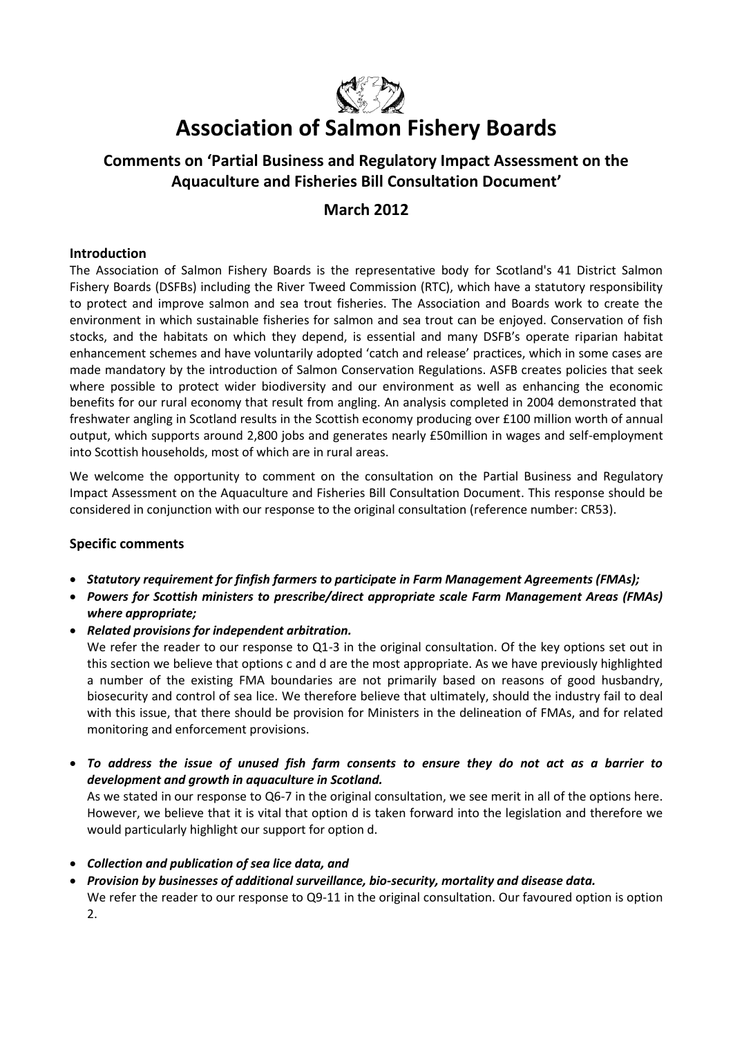# Association of Salmon Fishery Boards

## Comments on 'Partial Business and Regulatory Impact Assessment on the Aquaculture and Fisheries Bill Consultation Document'

## March 2012

### Introduction

The Association of Salmon Fishery Boards is the representative body for Scotland's 41 District Salmon Fishery Boards (DSFBs) including the River Tweed Commission (RTC), which have a statutory responsibility to protect and improve salmon and sea trout fisheries. The Association and Boards work to create the environment in which sustainable fisheries for salmon and sea trout can be enjoyed. Conservation of fish stocks, and the habitats on which they depend, is essential and many DSFB's operate riparian habitat enhancement schemes and have voluntarily adopted 'catch and release' practices, which in some cases are made mandatory by the introduction of Salmon Conservation Regulations. ASFB creates policies that seek where possible to protect wider biodiversity and our environment as well as enhancing the economic benefits for our rural economy that result from angling. An analysis completed in 2004 demonstrated that freshwater angling in Scotland results in the Scottish economy producing over £100 million worth of annual output, which supports around 2,800 jobs and generates nearly £50million in wages and self-employment into Scottish households, most of which are in rural areas.

We welcome the opportunity to comment on the consultation on the Partial Business and Regulatory Impact Assessment on the Aquaculture and Fisheries Bill Consultation Document. This response should be considered in conjunction with our response to the original consultation (reference number: CR53).

### Specific comments

- ***Statutory requirement for finfish farmers to participate in Farm Management Agreements (FMAs);***
- ***Powers for Scottish ministers to prescribe/direct appropriate scale Farm Management Areas (FMAs) where appropriate;***
- ***Related provisions for independent arbitration.***

  We refer the reader to our response to Q1-3 in the original consultation. Of the key options set out in this section we believe that options c and d are the most appropriate. As we have previously highlighted a number of the existing FMA boundaries are not primarily based on reasons of good husbandry, biosecurity and control of sea lice. We therefore believe that ultimately, should the industry fail to deal with this issue, that there should be provision for Ministers in the delineation of FMAs, and for related monitoring and enforcement provisions.

- ***To address the issue of unused fish farm consents to ensure they do not act as a barrier to development and growth in aquaculture in Scotland.***

  As we stated in our response to Q6-7 in the original consultation, we see merit in all of the options here. However, we believe that it is vital that option d is taken forward into the legislation and therefore we would particularly highlight our support for option d.

- ***Collection and publication of sea lice data, and***
- ***Provision by businesses of additional surveillance, bio-security, mortality and disease data.***

  We refer the reader to our response to Q9-11 in the original consultation. Our favoured option is option 2.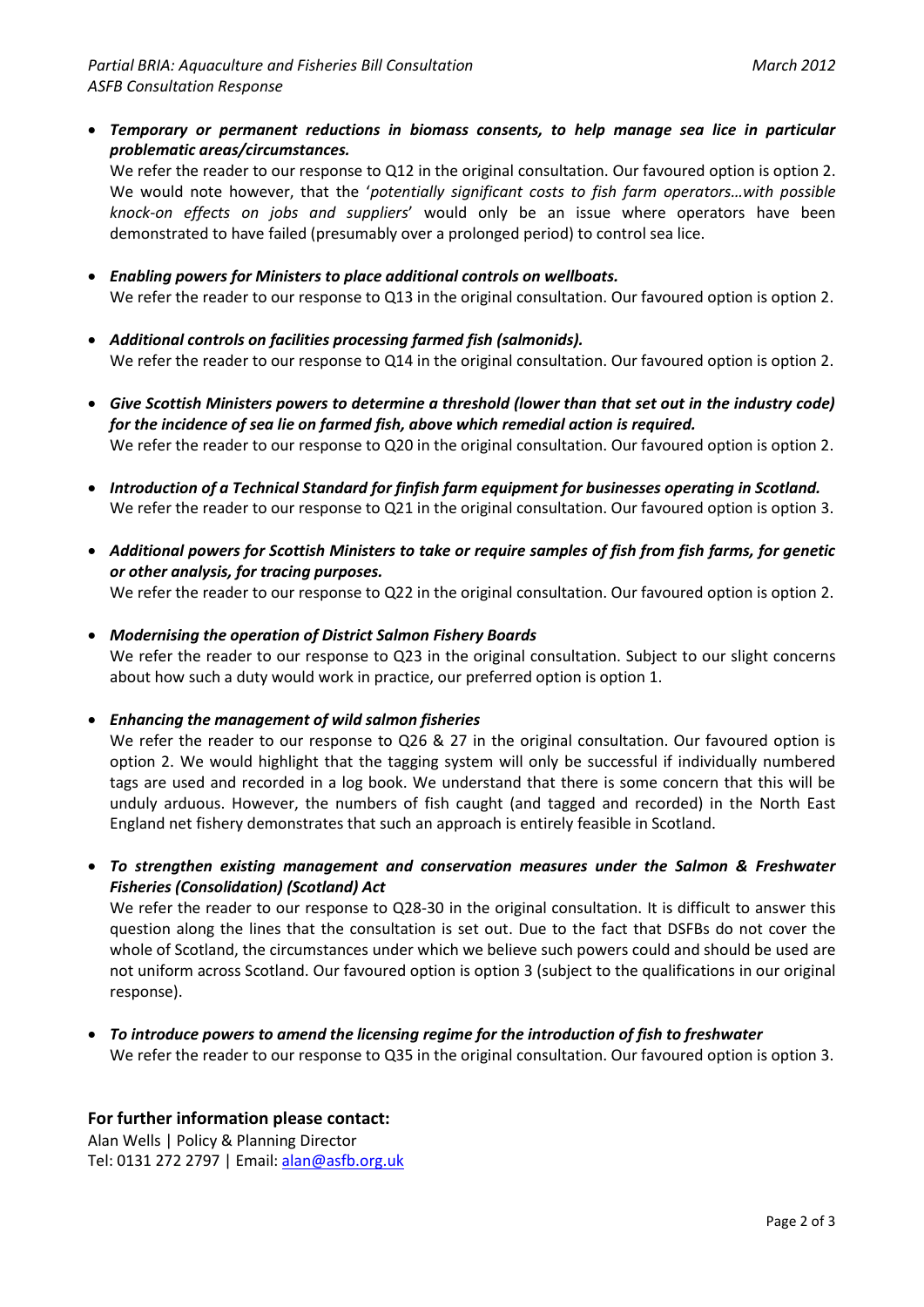- ***Temporary or permanent reductions in biomass consents, to help manage sea lice in particular problematic areas/circumstances.***
  We refer the reader to our response to Q12 in the original consultation. Our favoured option is option 2. We would note however, that the '*potentially significant costs to fish farm operators…with possible knock-on effects on jobs and suppliers*' would only be an issue where operators have been demonstrated to have failed (presumably over a prolonged period) to control sea lice.

- ***Enabling powers for Ministers to place additional controls on wellboats.***
  We refer the reader to our response to Q13 in the original consultation. Our favoured option is option 2.

- ***Additional controls on facilities processing farmed fish (salmonids).***
  We refer the reader to our response to Q14 in the original consultation. Our favoured option is option 2.

- ***Give Scottish Ministers powers to determine a threshold (lower than that set out in the industry code) for the incidence of sea lie on farmed fish, above which remedial action is required.***
  We refer the reader to our response to Q20 in the original consultation. Our favoured option is option 2.

- ***Introduction of a Technical Standard for finfish farm equipment for businesses operating in Scotland.***
  We refer the reader to our response to Q21 in the original consultation. Our favoured option is option 3.

- ***Additional powers for Scottish Ministers to take or require samples of fish from fish farms, for genetic or other analysis, for tracing purposes.***
  We refer the reader to our response to Q22 in the original consultation. Our favoured option is option 2.

- ***Modernising the operation of District Salmon Fishery Boards***
  We refer the reader to our response to Q23 in the original consultation. Subject to our slight concerns about how such a duty would work in practice, our preferred option is option 1.

- ***Enhancing the management of wild salmon fisheries***
  We refer the reader to our response to Q26 & 27 in the original consultation. Our favoured option is option 2. We would highlight that the tagging system will only be successful if individually numbered tags are used and recorded in a log book. We understand that there is some concern that this will be unduly arduous. However, the numbers of fish caught (and tagged and recorded) in the North East England net fishery demonstrates that such an approach is entirely feasible in Scotland.

- ***To strengthen existing management and conservation measures under the Salmon & Freshwater Fisheries (Consolidation) (Scotland) Act***
  We refer the reader to our response to Q28-30 in the original consultation. It is difficult to answer this question along the lines that the consultation is set out. Due to the fact that DSFBs do not cover the whole of Scotland, the circumstances under which we believe such powers could and should be used are not uniform across Scotland. Our favoured option is option 3 (subject to the qualifications in our original response).

- ***To introduce powers to amend the licensing regime for the introduction of fish to freshwater***
  We refer the reader to our response to Q35 in the original consultation. Our favoured option is option 3.

**For further information please contact:**
Alan Wells | Policy & Planning Director
Tel: 0131 272 2797 | Email: alan@asfb.org.uk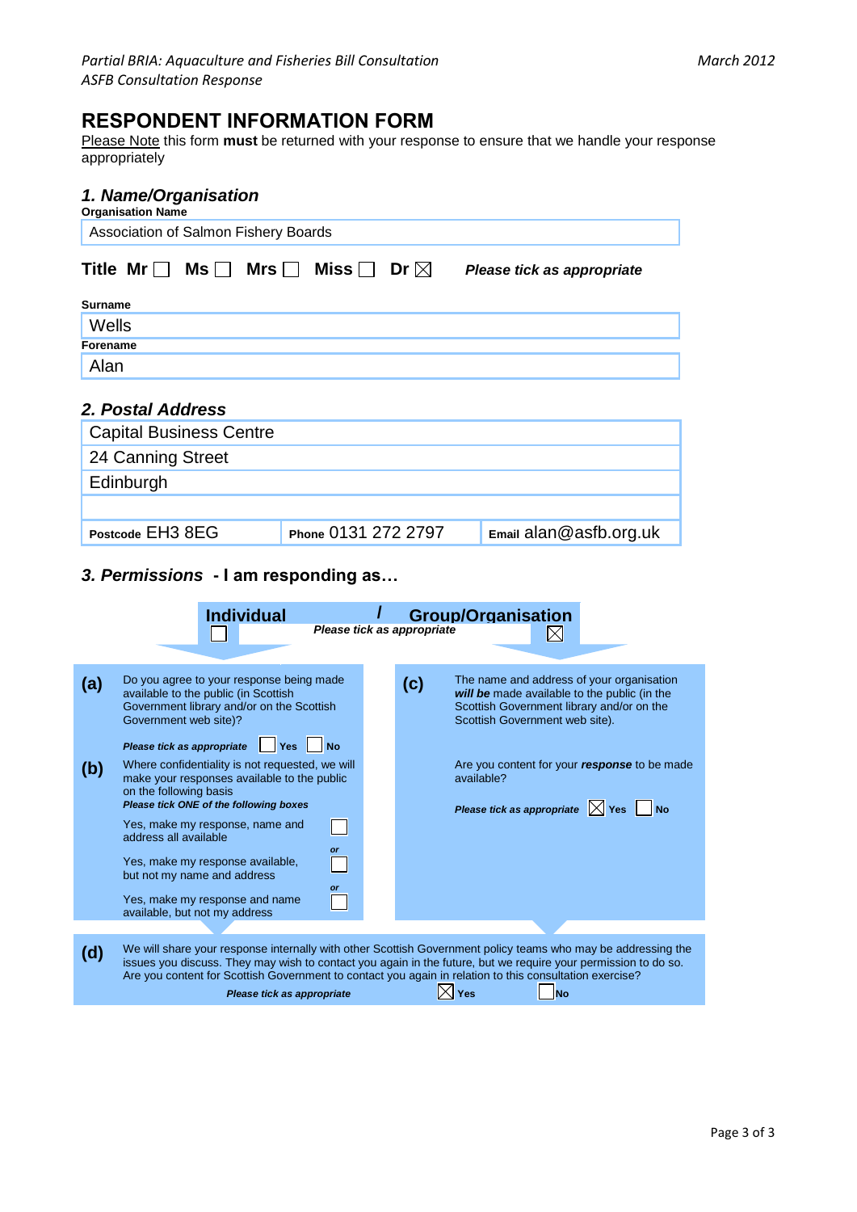# RESPONDENT INFORMATION FORM

Please Note this form **must** be returned with your response to ensure that we handle your response appropriately

## *1. Name/Organisation*

**Organisation Name**

Association of Salmon Fishery Boards

**Title** Mr ☐ Ms ☐ Mrs ☐ Miss ☐ Dr ☒ ***Please tick as appropriate***

**Surname**

Wells

**Forename**

Alan

## *2. Postal Address*

Capital Business Centre
24 Canning Street
Edinburgh

| | | |
|---|---|---|
| **Postcode** EH3 8EG | **Phone** 0131 272 2797 | **Email** alan@asfb.org.uk |

## *3. Permissions* - I am responding as…

**Individual** ☐ / **Group/Organisation** ☒

***Please tick as appropriate***

**(a)** Do you agree to your response being made available to the public (in Scottish Government library and/or on the Scottish Government web site)?

***Please tick as appropriate*** ☐ **Yes** ☐ **No**

**(b)** Where confidentiality is not requested, we will make your responses available to the public on the following basis

***Please tick ONE of the following boxes***

Yes, make my response, name and address all available ☐

*or*

Yes, make my response available, but not my name and address ☐

*or*

Yes, make my response and name available, but not my address ☐

**(c)** The name and address of your organisation ***will be*** made available to the public (in the Scottish Government library and/or on the Scottish Government web site).

Are you content for your ***response*** to be made available?

***Please tick as appropriate*** ☒ **Yes** ☐ **No**

**(d)** We will share your response internally with other Scottish Government policy teams who may be addressing the issues you discuss. They may wish to contact you again in the future, but we require your permission to do so. Are you content for Scottish Government to contact you again in relation to this consultation exercise?

***Please tick as appropriate*** ☒ **Yes** ☐ **No**